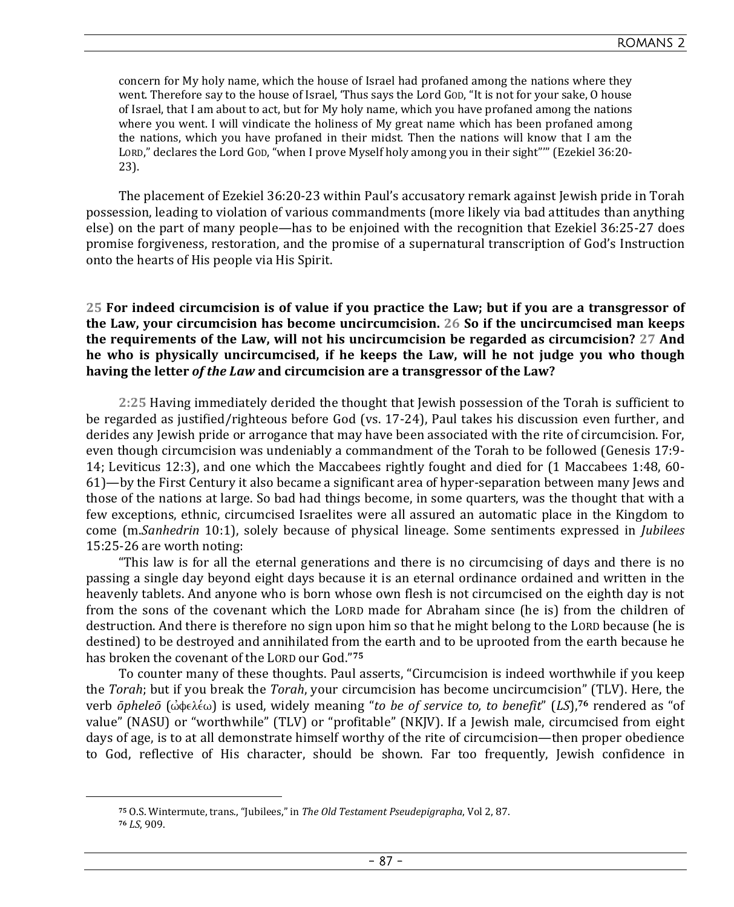concern for My holy name, which the house of Israel had profaned among the nations where they went. Therefore say to the house of Israel, 'Thus says the Lord GOD, "It is not for your sake, O house of Israel, that I am about to act, but for My holy name, which you have profaned among the nations where you went. I will vindicate the holiness of My great name which has been profaned among the nations, which you have profaned in their midst. Then the nations will know that I am the LORD," declares the Lord GOD, "when I prove Myself holy among you in their sight"'" (Ezekiel 36:20-23).

The placement of Ezekiel 36:20-23 within Paul's accusatory remark against Jewish pride in Torah possession, leading to violation of various commandments (more likely via bad attitudes than anything else) on the part of many people—has to be enjoined with the recognition that Ezekiel 36:25-27 does promise forgiveness, restoration, and the promise of a supernatural transcription of God's Instruction onto the hearts of His people via His Spirit.

**25 For indeed circumcision is of value if you practice the Law; but if you are a transgressor of the Law, your circumcision has become uncircumcision. 26 So if the uncircumcised man keeps the requirements of the Law, will not his uncircumcision be regarded as circumcision? 27 And he who is physically uncircumcised, if he keeps the Law, will he not judge you who though having the letter *of the Law* and circumcision are a transgressor of the Law?**

**2:25** Having immediately derided the thought that Jewish possession of the Torah is sufficient to be regarded as justified/righteous before God (vs. 17-24), Paul takes his discussion even further, and derides any Jewish pride or arrogance that may have been associated with the rite of circumcision. For, even though circumcision was undeniably a commandment of the Torah to be followed (Genesis 17:9-14; Leviticus 12:3), and one which the Maccabees rightly fought and died for (1 Maccabees 1:48, 60-61)—by the First Century it also became a significant area of hyper-separation between many Jews and those of the nations at large. So bad had things become, in some quarters, was the thought that with a few exceptions, ethnic, circumcised Israelites were all assured an automatic place in the Kingdom to come (m.*Sanhedrin* 10:1), solely because of physical lineage. Some sentiments expressed in *Jubilees* 15:25-26 are worth noting:

"This law is for all the eternal generations and there is no circumcising of days and there is no passing a single day beyond eight days because it is an eternal ordinance ordained and written in the heavenly tablets. And anyone who is born whose own flesh is not circumcised on the eighth day is not from the sons of the covenant which the LORD made for Abraham since (he is) from the children of destruction. And there is therefore no sign upon him so that he might belong to the LORD because (he is destined) to be destroyed and annihilated from the earth and to be uprooted from the earth because he has broken the covenant of the LORD our God."[75]

To counter many of these thoughts. Paul asserts, "Circumcision is indeed worthwhile if you keep the *Torah*; but if you break the *Torah*, your circumcision has become uncircumcision" (TLV). Here, the verb *ōpheleō* (ὠφελέω) is used, widely meaning "*to be of service to, to benefit*" (*LS*),[76] rendered as "of value" (NASU) or "worthwhile" (TLV) or "profitable" (NKJV). If a Jewish male, circumcised from eight days of age, is to at all demonstrate himself worthy of the rite of circumcision—then proper obedience to God, reflective of His character, should be shown. Far too frequently, Jewish confidence in

[75] O.S. Wintermute, trans., "Jubilees," in *The Old Testament Pseudepigrapha*, Vol 2, 87.

[76] *LS*, 909.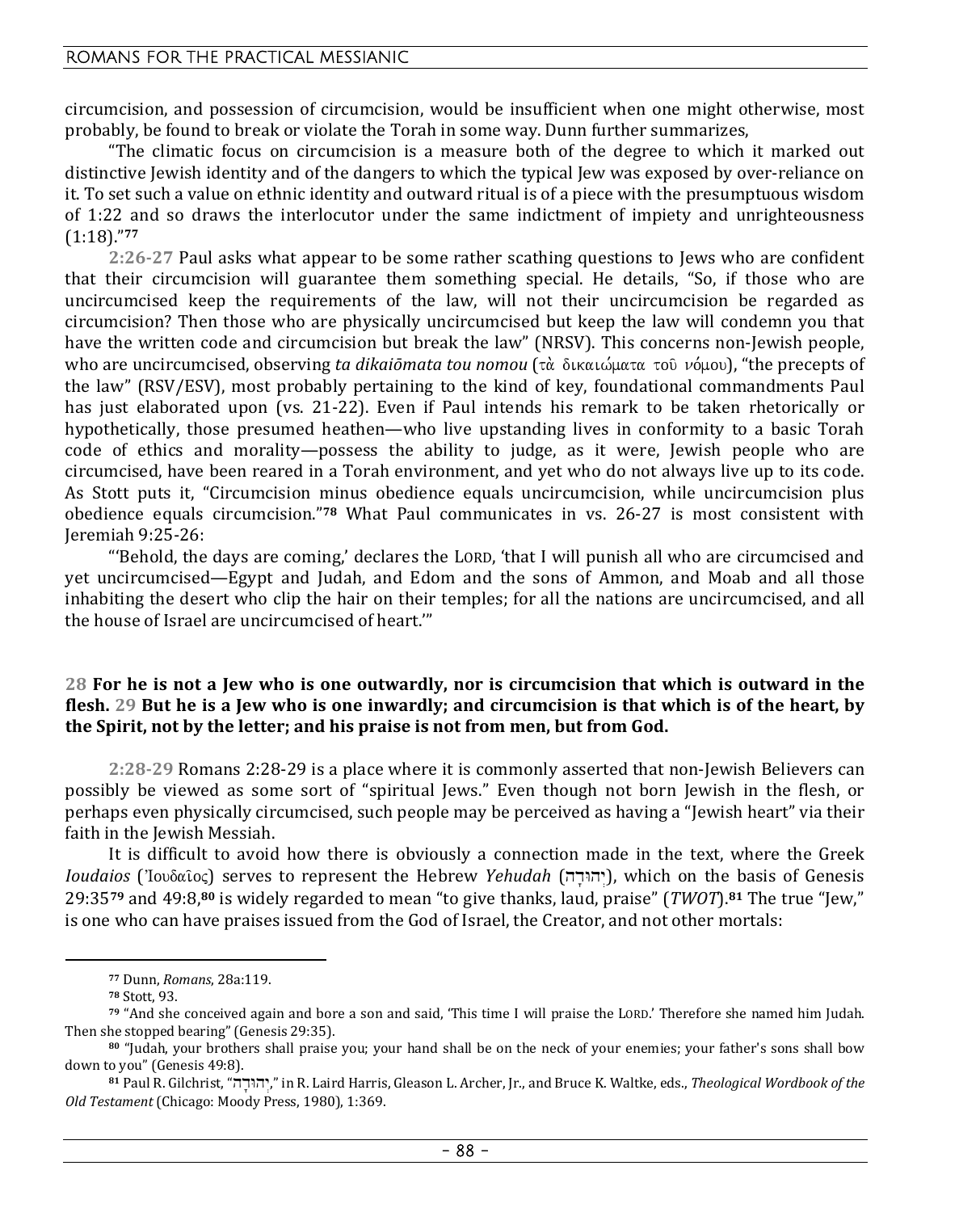circumcision, and possession of circumcision, would be insufficient when one might otherwise, most probably, be found to break or violate the Torah in some way. Dunn further summarizes,

"The climatic focus on circumcision is a measure both of the degree to which it marked out distinctive Jewish identity and of the dangers to which the typical Jew was exposed by over-reliance on it. To set such a value on ethnic identity and outward ritual is of a piece with the presumptuous wisdom of 1:22 and so draws the interlocutor under the same indictment of impiety and unrighteousness (1:18)."[77]

**2:26-27** Paul asks what appear to be some rather scathing questions to Jews who are confident that their circumcision will guarantee them something special. He details, "So, if those who are uncircumcised keep the requirements of the law, will not their uncircumcision be regarded as circumcision? Then those who are physically uncircumcised but keep the law will condemn you that have the written code and circumcision but break the law" (NRSV). This concerns non-Jewish people, who are uncircumcised, observing *ta dikaiōmata tou nomou* (τὰ δικαιώματα τοῦ νόμου), "the precepts of the law" (RSV/ESV), most probably pertaining to the kind of key, foundational commandments Paul has just elaborated upon (vs. 21-22). Even if Paul intends his remark to be taken rhetorically or hypothetically, those presumed heathen—who live upstanding lives in conformity to a basic Torah code of ethics and morality—possess the ability to judge, as it were, Jewish people who are circumcised, have been reared in a Torah environment, and yet who do not always live up to its code. As Stott puts it, "Circumcision minus obedience equals uncircumcision, while uncircumcision plus obedience equals circumcision."[78] What Paul communicates in vs. 26-27 is most consistent with Jeremiah 9:25-26:

"'Behold, the days are coming,' declares the LORD, 'that I will punish all who are circumcised and yet uncircumcised—Egypt and Judah, and Edom and the sons of Ammon, and Moab and all those inhabiting the desert who clip the hair on their temples; for all the nations are uncircumcised, and all the house of Israel are uncircumcised of heart.'"

**28 For he is not a Jew who is one outwardly, nor is circumcision that which is outward in the flesh. 29 But he is a Jew who is one inwardly; and circumcision is that which is of the heart, by the Spirit, not by the letter; and his praise is not from men, but from God.**

**2:28-29** Romans 2:28-29 is a place where it is commonly asserted that non-Jewish Believers can possibly be viewed as some sort of "spiritual Jews." Even though not born Jewish in the flesh, or perhaps even physically circumcised, such people may be perceived as having a "Jewish heart" via their faith in the Jewish Messiah.

It is difficult to avoid how there is obviously a connection made in the text, where the Greek *Ioudaios* (Ἰουδαῖος) serves to represent the Hebrew *Yehudah* (יְהוּדָה), which on the basis of Genesis 29:35[79] and 49:8,[80] is widely regarded to mean "to give thanks, laud, praise" (*TWOT*).[81] The true "Jew," is one who can have praises issued from the God of Israel, the Creator, and not other mortals:

---

[77] Dunn, *Romans*, 28a:119.

[78] Stott, 93.

[79] "And she conceived again and bore a son and said, 'This time I will praise the LORD.' Therefore she named him Judah. Then she stopped bearing" (Genesis 29:35).

[80] "Judah, your brothers shall praise you; your hand shall be on the neck of your enemies; your father's sons shall bow down to you" (Genesis 49:8).

[81] Paul R. Gilchrist, "יְהוּדָה," in R. Laird Harris, Gleason L. Archer, Jr., and Bruce K. Waltke, eds., *Theological Wordbook of the Old Testament* (Chicago: Moody Press, 1980), 1:369.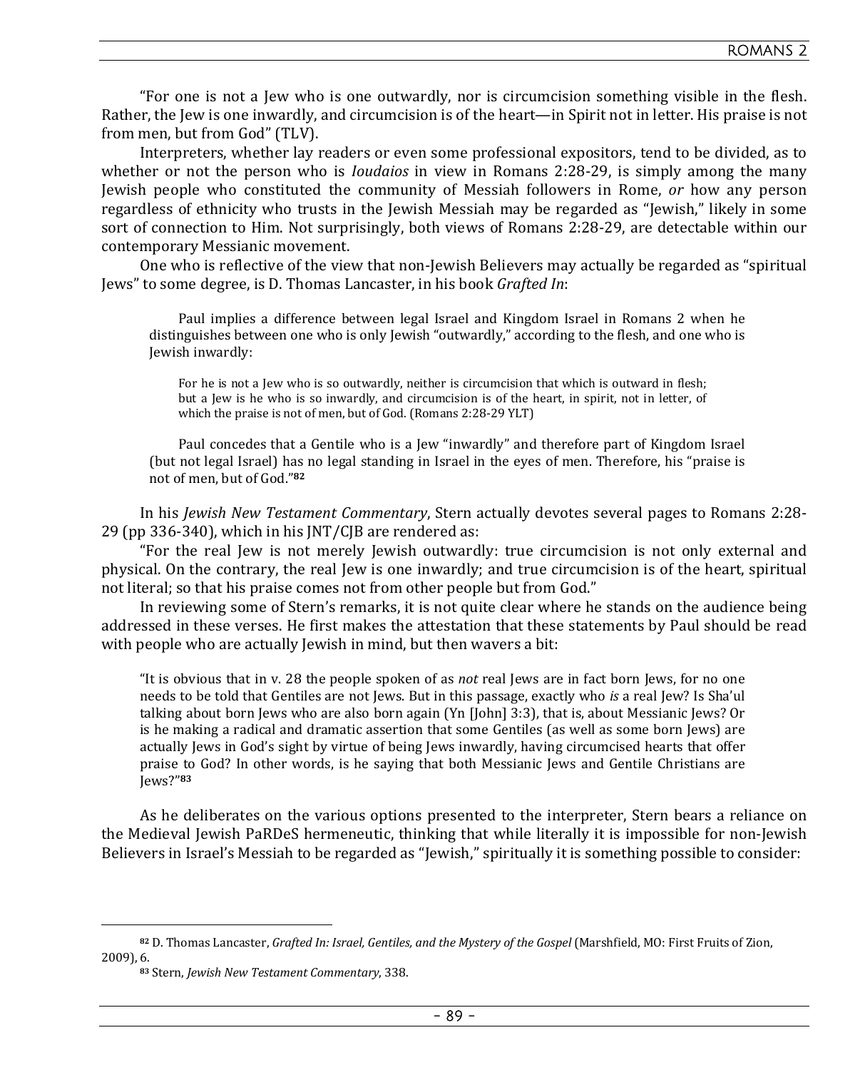"For one is not a Jew who is one outwardly, nor is circumcision something visible in the flesh. Rather, the Jew is one inwardly, and circumcision is of the heart—in Spirit not in letter. His praise is not from men, but from God" (TLV).

Interpreters, whether lay readers or even some professional expositors, tend to be divided, as to whether or not the person who is *Ioudaios* in view in Romans 2:28-29, is simply among the many Jewish people who constituted the community of Messiah followers in Rome, *or* how any person regardless of ethnicity who trusts in the Jewish Messiah may be regarded as "Jewish," likely in some sort of connection to Him. Not surprisingly, both views of Romans 2:28-29, are detectable within our contemporary Messianic movement.

One who is reflective of the view that non-Jewish Believers may actually be regarded as "spiritual Jews" to some degree, is D. Thomas Lancaster, in his book *Grafted In*:

> Paul implies a difference between legal Israel and Kingdom Israel in Romans 2 when he distinguishes between one who is only Jewish "outwardly," according to the flesh, and one who is Jewish inwardly:
>
> For he is not a Jew who is so outwardly, neither is circumcision that which is outward in flesh; but a Jew is he who is so inwardly, and circumcision is of the heart, in spirit, not in letter, of which the praise is not of men, but of God. (Romans 2:28-29 YLT)
>
> Paul concedes that a Gentile who is a Jew "inwardly" and therefore part of Kingdom Israel (but not legal Israel) has no legal standing in Israel in the eyes of men. Therefore, his "praise is not of men, but of God."[82]

In his *Jewish New Testament Commentary*, Stern actually devotes several pages to Romans 2:28-29 (pp 336-340), which in his JNT/CJB are rendered as:

"For the real Jew is not merely Jewish outwardly: true circumcision is not only external and physical. On the contrary, the real Jew is one inwardly; and true circumcision is of the heart, spiritual not literal; so that his praise comes not from other people but from God."

In reviewing some of Stern's remarks, it is not quite clear where he stands on the audience being addressed in these verses. He first makes the attestation that these statements by Paul should be read with people who are actually Jewish in mind, but then wavers a bit:

> "It is obvious that in v. 28 the people spoken of as *not* real Jews are in fact born Jews, for no one needs to be told that Gentiles are not Jews. But in this passage, exactly who *is* a real Jew? Is Sha'ul talking about born Jews who are also born again (Yn [John] 3:3), that is, about Messianic Jews? Or is he making a radical and dramatic assertion that some Gentiles (as well as some born Jews) are actually Jews in God's sight by virtue of being Jews inwardly, having circumcised hearts that offer praise to God? In other words, is he saying that both Messianic Jews and Gentile Christians are Jews?"[83]

As he deliberates on the various options presented to the interpreter, Stern bears a reliance on the Medieval Jewish PaRDeS hermeneutic, thinking that while literally it is impossible for non-Jewish Believers in Israel's Messiah to be regarded as "Jewish," spiritually it is something possible to consider:

---

[82] D. Thomas Lancaster, *Grafted In: Israel, Gentiles, and the Mystery of the Gospel* (Marshfield, MO: First Fruits of Zion, 2009), 6.

[83] Stern, *Jewish New Testament Commentary*, 338.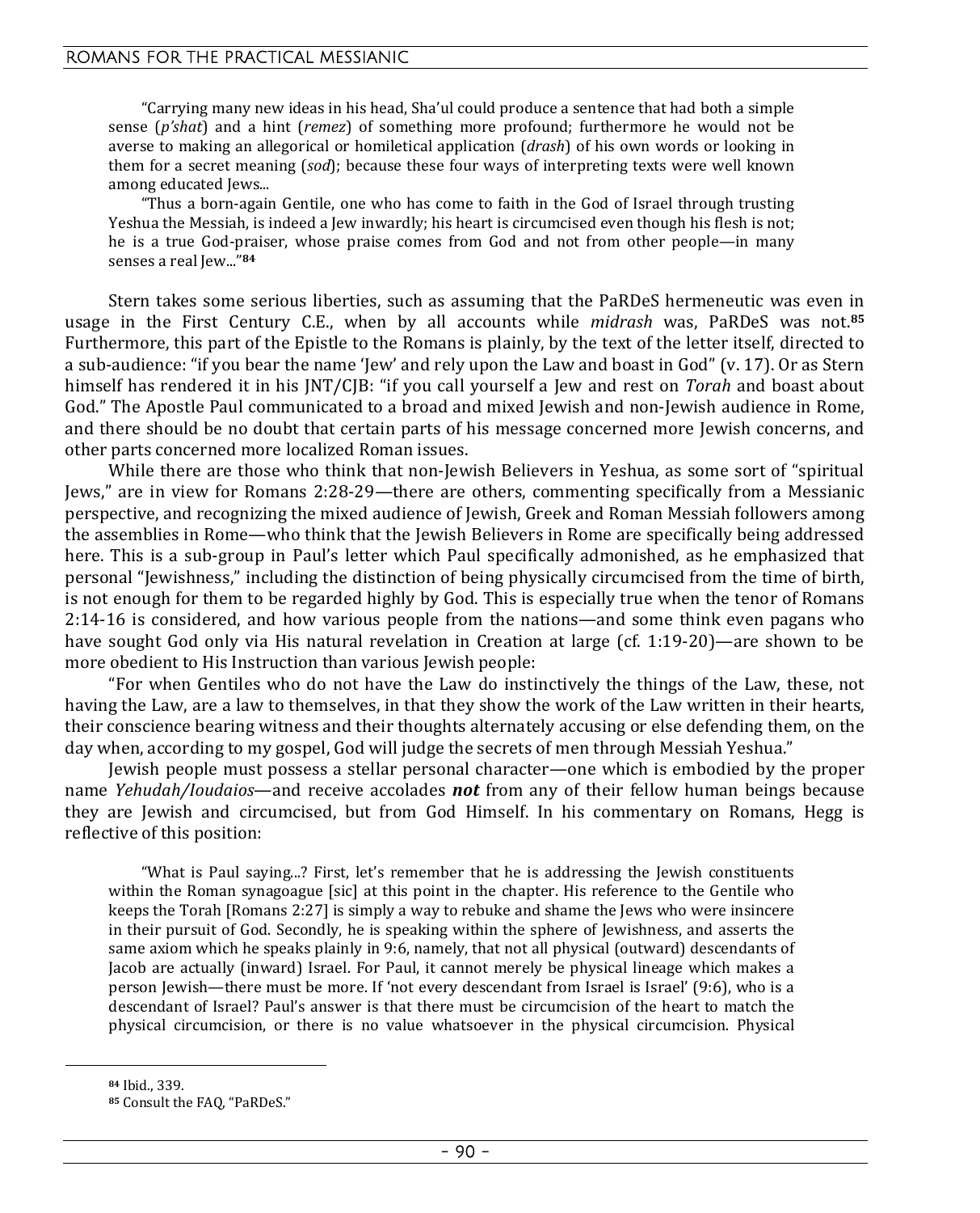"Carrying many new ideas in his head, Sha'ul could produce a sentence that had both a simple sense (*p'shat*) and a hint (*remez*) of something more profound; furthermore he would not be averse to making an allegorical or homiletical application (*drash*) of his own words or looking in them for a secret meaning (*sod*); because these four ways of interpreting texts were well known among educated Jews...

"Thus a born-again Gentile, one who has come to faith in the God of Israel through trusting Yeshua the Messiah, is indeed a Jew inwardly; his heart is circumcised even though his flesh is not; he is a true God-praiser, whose praise comes from God and not from other people—in many senses a real Jew..."[84]

Stern takes some serious liberties, such as assuming that the PaRDeS hermeneutic was even in usage in the First Century C.E., when by all accounts while *midrash* was, PaRDeS was not.[85] Furthermore, this part of the Epistle to the Romans is plainly, by the text of the letter itself, directed to a sub-audience: "if you bear the name 'Jew' and rely upon the Law and boast in God" (v. 17). Or as Stern himself has rendered it in his JNT/CJB: "if you call yourself a Jew and rest on *Torah* and boast about God." The Apostle Paul communicated to a broad and mixed Jewish and non-Jewish audience in Rome, and there should be no doubt that certain parts of his message concerned more Jewish concerns, and other parts concerned more localized Roman issues.

While there are those who think that non-Jewish Believers in Yeshua, as some sort of "spiritual Jews," are in view for Romans 2:28-29—there are others, commenting specifically from a Messianic perspective, and recognizing the mixed audience of Jewish, Greek and Roman Messiah followers among the assemblies in Rome—who think that the Jewish Believers in Rome are specifically being addressed here. This is a sub-group in Paul's letter which Paul specifically admonished, as he emphasized that personal "Jewishness," including the distinction of being physically circumcised from the time of birth, is not enough for them to be regarded highly by God. This is especially true when the tenor of Romans 2:14-16 is considered, and how various people from the nations—and some think even pagans who have sought God only via His natural revelation in Creation at large (cf. 1:19-20)—are shown to be more obedient to His Instruction than various Jewish people:

"For when Gentiles who do not have the Law do instinctively the things of the Law, these, not having the Law, are a law to themselves, in that they show the work of the Law written in their hearts, their conscience bearing witness and their thoughts alternately accusing or else defending them, on the day when, according to my gospel, God will judge the secrets of men through Messiah Yeshua."

Jewish people must possess a stellar personal character—one which is embodied by the proper name *Yehudah/Ioudaios*—and receive accolades ***not*** from any of their fellow human beings because they are Jewish and circumcised, but from God Himself. In his commentary on Romans, Hegg is reflective of this position:

"What is Paul saying...? First, let's remember that he is addressing the Jewish constituents within the Roman synagoague [sic] at this point in the chapter. His reference to the Gentile who keeps the Torah [Romans 2:27] is simply a way to rebuke and shame the Jews who were insincere in their pursuit of God. Secondly, he is speaking within the sphere of Jewishness, and asserts the same axiom which he speaks plainly in 9:6, namely, that not all physical (outward) descendants of Jacob are actually (inward) Israel. For Paul, it cannot merely be physical lineage which makes a person Jewish—there must be more. If 'not every descendant from Israel is Israel' (9:6), who is a descendant of Israel? Paul's answer is that there must be circumcision of the heart to match the physical circumcision, or there is no value whatsoever in the physical circumcision. Physical

[84] Ibid., 339.

[85] Consult the FAQ, "PaRDeS."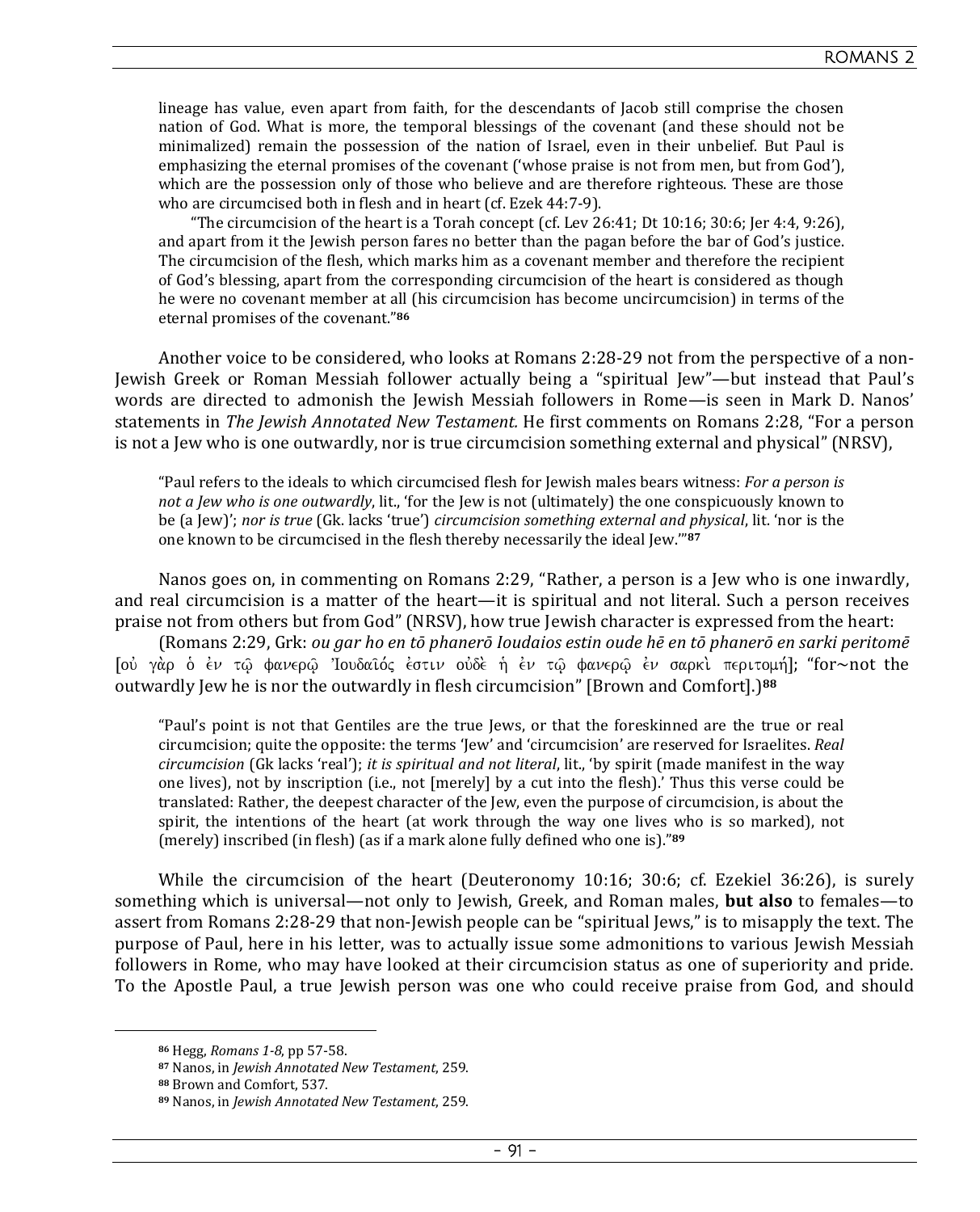> lineage has value, even apart from faith, for the descendants of Jacob still comprise the chosen nation of God. What is more, the temporal blessings of the covenant (and these should not be minimalized) remain the possession of the nation of Israel, even in their unbelief. But Paul is emphasizing the eternal promises of the covenant ('whose praise is not from men, but from God'), which are the possession only of those who believe and are therefore righteous. These are those who are circumcised both in flesh and in heart (cf. Ezek 44:7-9).
>
> "The circumcision of the heart is a Torah concept (cf. Lev 26:41; Dt 10:16; 30:6; Jer 4:4, 9:26), and apart from it the Jewish person fares no better than the pagan before the bar of God's justice. The circumcision of the flesh, which marks him as a covenant member and therefore the recipient of God's blessing, apart from the corresponding circumcision of the heart is considered as though he were no covenant member at all (his circumcision has become uncircumcision) in terms of the eternal promises of the covenant."**[86]**

Another voice to be considered, who looks at Romans 2:28-29 not from the perspective of a non-Jewish Greek or Roman Messiah follower actually being a "spiritual Jew"—but instead that Paul's words are directed to admonish the Jewish Messiah followers in Rome—is seen in Mark D. Nanos' statements in *The Jewish Annotated New Testament.* He first comments on Romans 2:28, "For a person is not a Jew who is one outwardly, nor is true circumcision something external and physical" (NRSV),

> "Paul refers to the ideals to which circumcised flesh for Jewish males bears witness: *For a person is not a Jew who is one outwardly*, lit., 'for the Jew is not (ultimately) the one conspicuously known to be (a Jew)'; *nor is true* (Gk. lacks 'true') *circumcision something external and physical*, lit. 'nor is the one known to be circumcised in the flesh thereby necessarily the ideal Jew.'"**[87]**

Nanos goes on, in commenting on Romans 2:29, "Rather, a person is a Jew who is one inwardly, and real circumcision is a matter of the heart—it is spiritual and not literal. Such a person receives praise not from others but from God" (NRSV), how true Jewish character is expressed from the heart:

(Romans 2:29, Grk: *ou gar ho en tō phanerō Ioudaios estin oude hē en tō phanerō en sarki peritomē* [οὐ γὰρ ὁ ἐν τῷ φανερῷ Ἰουδαῖός ἐστιν οὐδὲ ἡ ἐν τῷ φανερῷ ἐν σαρκὶ περιτομή]; "for~not the outwardly Jew he is nor the outwardly in flesh circumcision" [Brown and Comfort].)**[88]**

> "Paul's point is not that Gentiles are the true Jews, or that the foreskinned are the true or real circumcision; quite the opposite: the terms 'Jew' and 'circumcision' are reserved for Israelites. *Real circumcision* (Gk lacks 'real'); *it is spiritual and not literal*, lit., 'by spirit (made manifest in the way one lives), not by inscription (i.e., not [merely] by a cut into the flesh).' Thus this verse could be translated: Rather, the deepest character of the Jew, even the purpose of circumcision, is about the spirit, the intentions of the heart (at work through the way one lives who is so marked), not (merely) inscribed (in flesh) (as if a mark alone fully defined who one is)."**[89]**

While the circumcision of the heart (Deuteronomy 10:16; 30:6; cf. Ezekiel 36:26), is surely something which is universal—not only to Jewish, Greek, and Roman males, **but also** to females—to assert from Romans 2:28-29 that non-Jewish people can be "spiritual Jews," is to misapply the text. The purpose of Paul, here in his letter, was to actually issue some admonitions to various Jewish Messiah followers in Rome, who may have looked at their circumcision status as one of superiority and pride. To the Apostle Paul, a true Jewish person was one who could receive praise from God, and should

---

**[86]** Hegg, *Romans 1-8*, pp 57-58.
**[87]** Nanos, in *Jewish Annotated New Testament*, 259.
**[88]** Brown and Comfort, 537.
**[89]** Nanos, in *Jewish Annotated New Testament*, 259.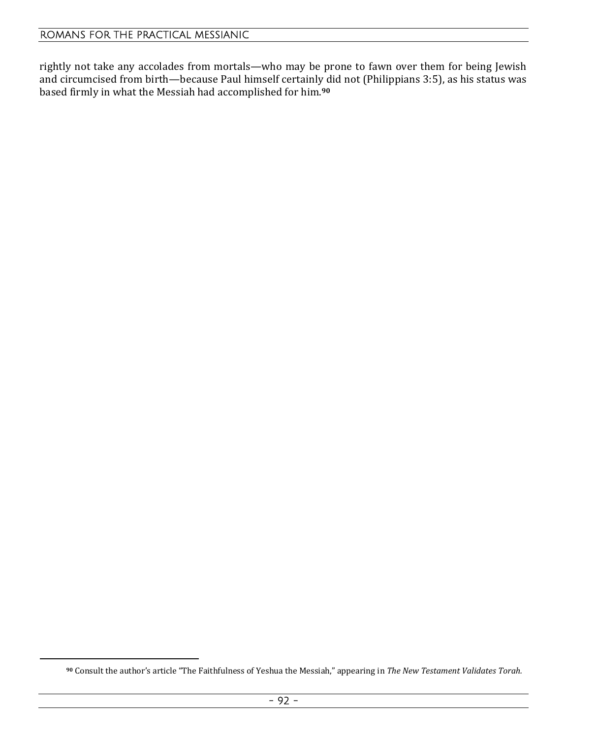rightly not take any accolades from mortals—who may be prone to fawn over them for being Jewish and circumcised from birth—because Paul himself certainly did not (Philippians 3:5), as his status was based firmly in what the Messiah had accomplished for him.[90]

[90] Consult the author's article "The Faithfulness of Yeshua the Messiah," appearing in *The New Testament Validates Torah.*